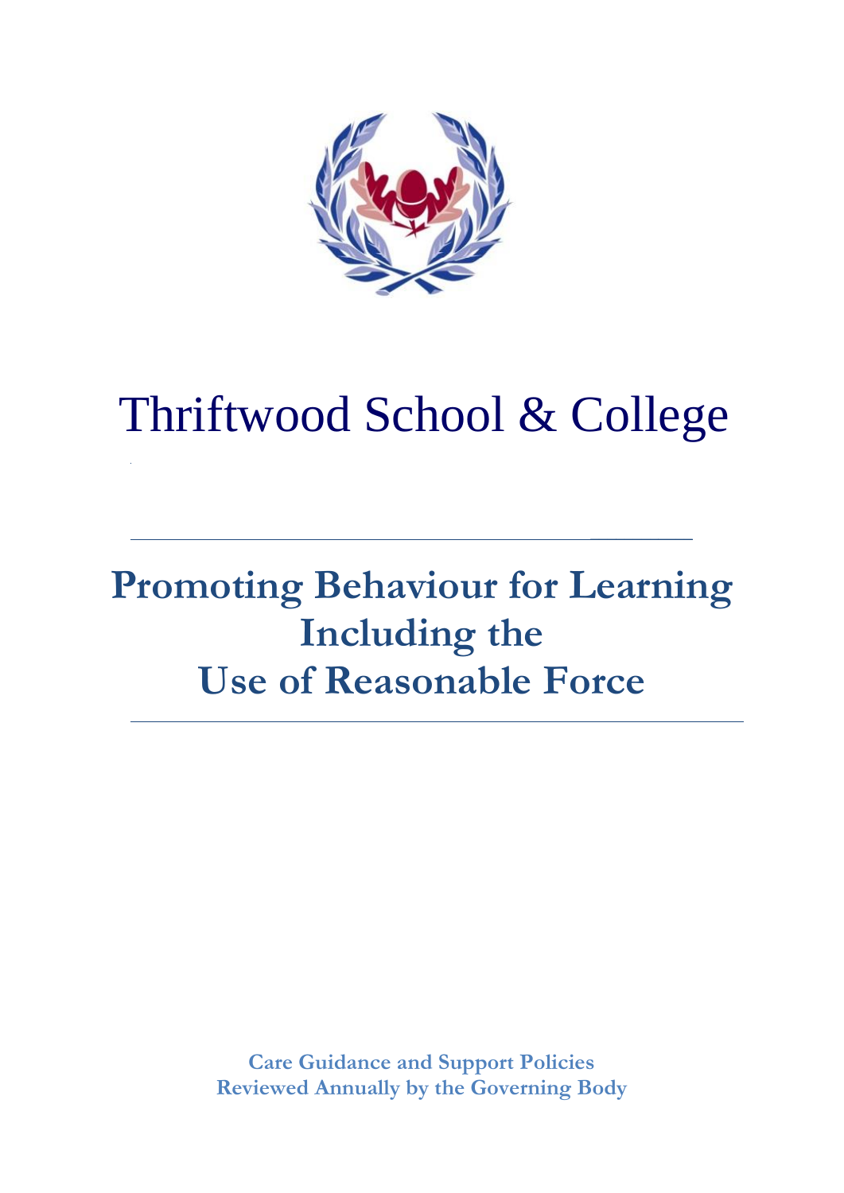# Thriftwood School & College

## Promoting Behaviour for Learning Including the Use of Reasonable Force

**Care Guidance and Support Policies**
**Reviewed Annually by the Governing Body**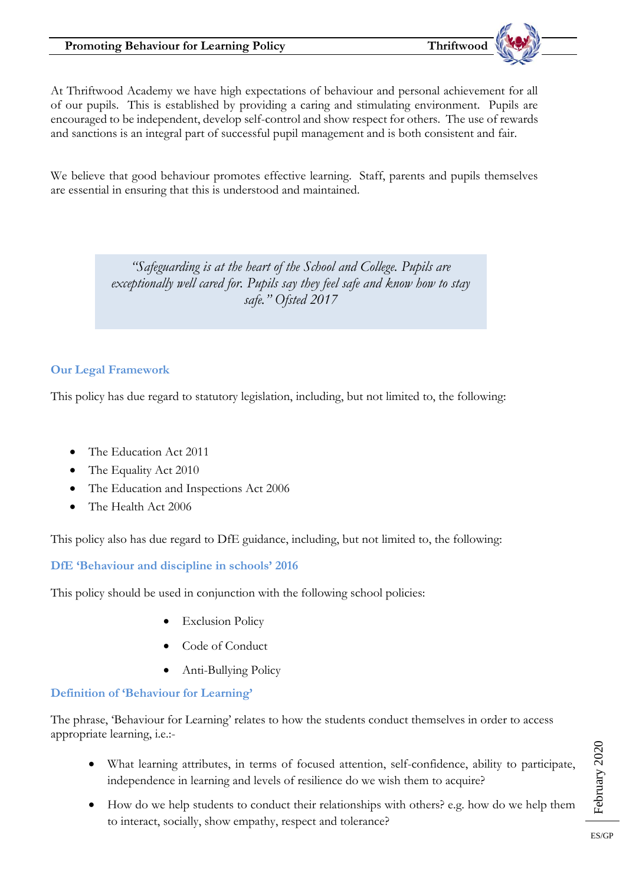At Thriftwood Academy we have high expectations of behaviour and personal achievement for all of our pupils. This is established by providing a caring and stimulating environment. Pupils are encouraged to be independent, develop self-control and show respect for others. The use of rewards and sanctions is an integral part of successful pupil management and is both consistent and fair.

We believe that good behaviour promotes effective learning. Staff, parents and pupils themselves are essential in ensuring that this is understood and maintained.

> *"Safeguarding is at the heart of the School and College. Pupils are exceptionally well cared for. Pupils say they feel safe and know how to stay safe." Ofsted 2017*

## Our Legal Framework

This policy has due regard to statutory legislation, including, but not limited to, the following:

- The Education Act 2011
- The Equality Act 2010
- The Education and Inspections Act 2006
- The Health Act 2006

This policy also has due regard to DfE guidance, including, but not limited to, the following:

**DfE 'Behaviour and discipline in schools' 2016**

This policy should be used in conjunction with the following school policies:

- Exclusion Policy
- Code of Conduct
- Anti-Bullying Policy

## Definition of 'Behaviour for Learning'

The phrase, 'Behaviour for Learning' relates to how the students conduct themselves in order to access appropriate learning, i.e.:-

- What learning attributes, in terms of focused attention, self-confidence, ability to participate, independence in learning and levels of resilience do we wish them to acquire?
- How do we help students to conduct their relationships with others? e.g. how do we help them to interact, socially, show empathy, respect and tolerance?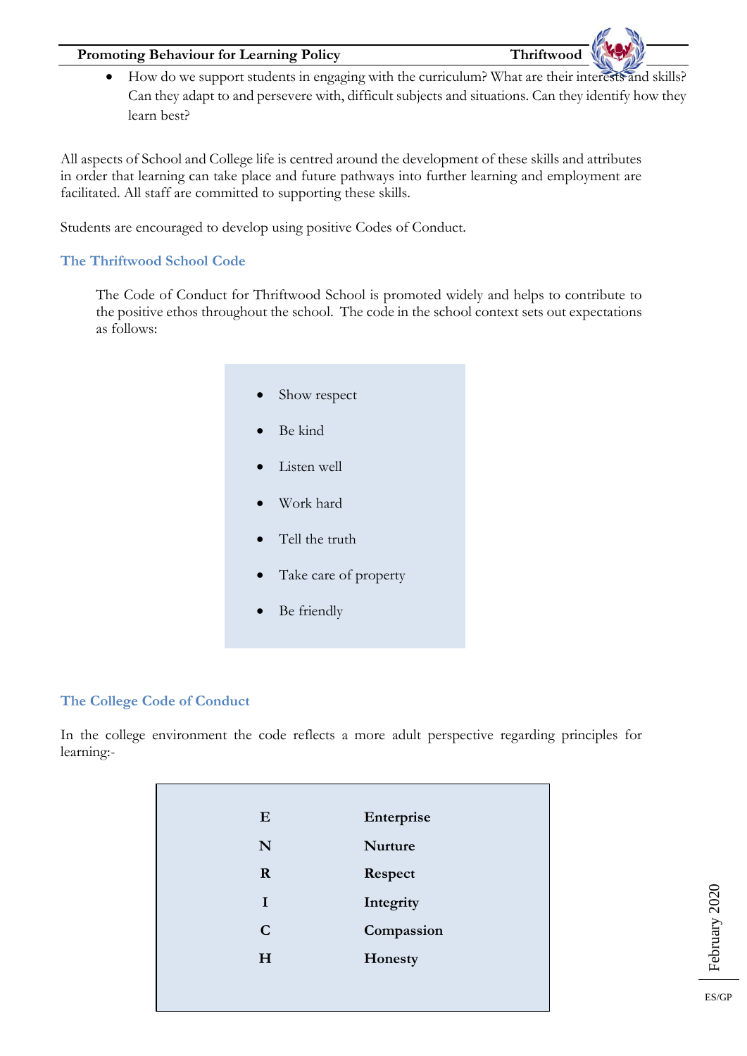- How do we support students in engaging with the curriculum? What are their interests and skills? Can they adapt to and persevere with, difficult subjects and situations. Can they identify how they learn best?

All aspects of School and College life is centred around the development of these skills and attributes in order that learning can take place and future pathways into further learning and employment are facilitated. All staff are committed to supporting these skills.

Students are encouraged to develop using positive Codes of Conduct.

### The Thriftwood School Code

The Code of Conduct for Thriftwood School is promoted widely and helps to contribute to the positive ethos throughout the school. The code in the school context sets out expectations as follows:

- Show respect
- Be kind
- Listen well
- Work hard
- Tell the truth
- Take care of property
- Be friendly

### The College Code of Conduct

In the college environment the code reflects a more adult perspective regarding principles for learning:-

| | |
|---|---|
| **E** | **Enterprise** |
| **N** | **Nurture** |
| **R** | **Respect** |
| **I** | **Integrity** |
| **C** | **Compassion** |
| **H** | **Honesty** |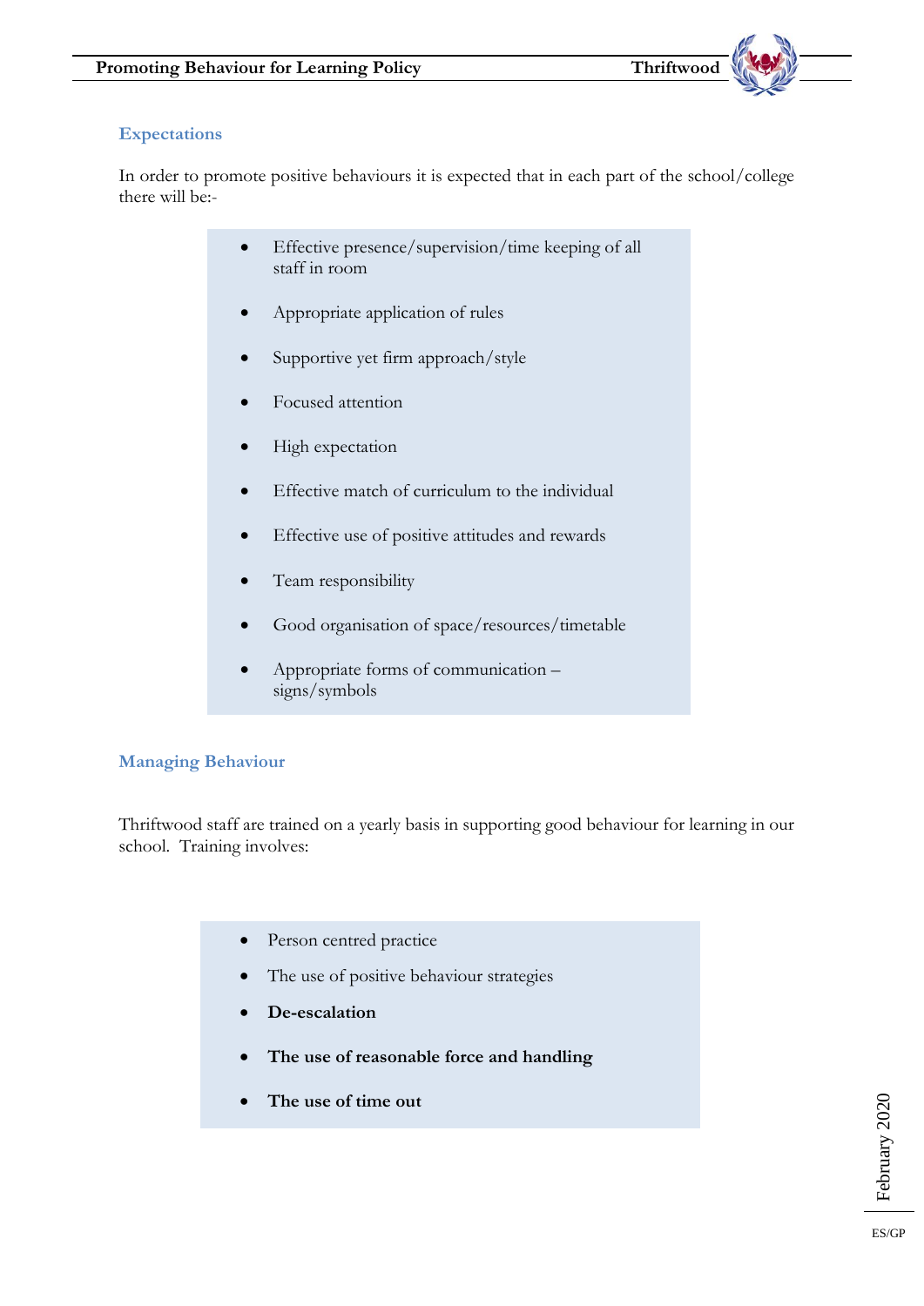### Expectations

In order to promote positive behaviours it is expected that in each part of the school/college there will be:-

- Effective presence/supervision/time keeping of all staff in room
- Appropriate application of rules
- Supportive yet firm approach/style
- Focused attention
- High expectation
- Effective match of curriculum to the individual
- Effective use of positive attitudes and rewards
- Team responsibility
- Good organisation of space/resources/timetable
- Appropriate forms of communication – signs/symbols

### Managing Behaviour

Thriftwood staff are trained on a yearly basis in supporting good behaviour for learning in our school. Training involves:

- Person centred practice
- The use of positive behaviour strategies
- **De-escalation**
- **The use of reasonable force and handling**
- **The use of time out**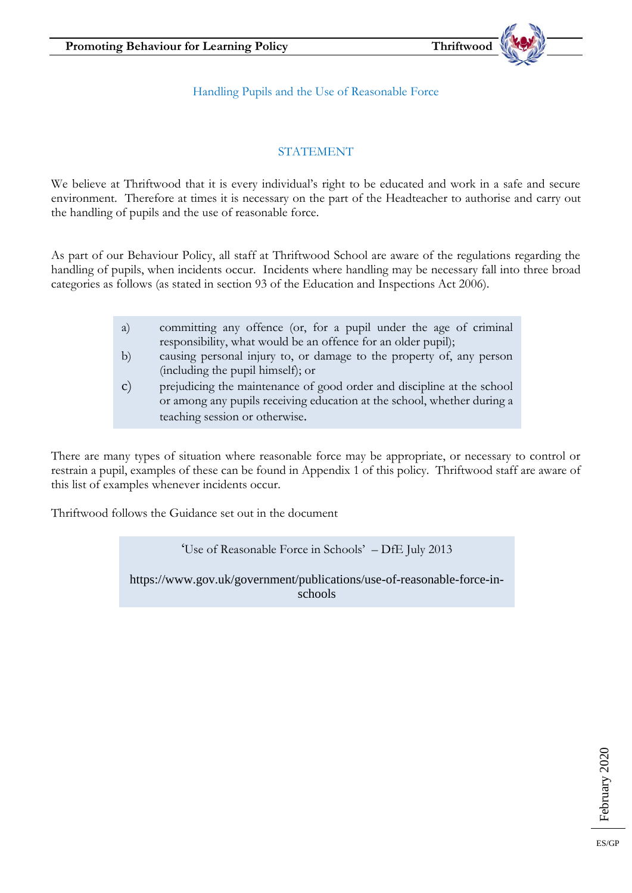## Handling Pupils and the Use of Reasonable Force

### STATEMENT

We believe at Thriftwood that it is every individual's right to be educated and work in a safe and secure environment. Therefore at times it is necessary on the part of the Headteacher to authorise and carry out the handling of pupils and the use of reasonable force.

As part of our Behaviour Policy, all staff at Thriftwood School are aware of the regulations regarding the handling of pupils, when incidents occur. Incidents where handling may be necessary fall into three broad categories as follows (as stated in section 93 of the Education and Inspections Act 2006).

> a) committing any offence (or, for a pupil under the age of criminal responsibility, what would be an offence for an older pupil);
> b) causing personal injury to, or damage to the property of, any person (including the pupil himself); or
> c) prejudicing the maintenance of good order and discipline at the school or among any pupils receiving education at the school, whether during a teaching session or otherwise.

There are many types of situation where reasonable force may be appropriate, or necessary to control or restrain a pupil, examples of these can be found in Appendix 1 of this policy. Thriftwood staff are aware of this list of examples whenever incidents occur.

Thriftwood follows the Guidance set out in the document

> 'Use of Reasonable Force in Schools' – DfE July 2013
>
> https://www.gov.uk/government/publications/use-of-reasonable-force-in-schools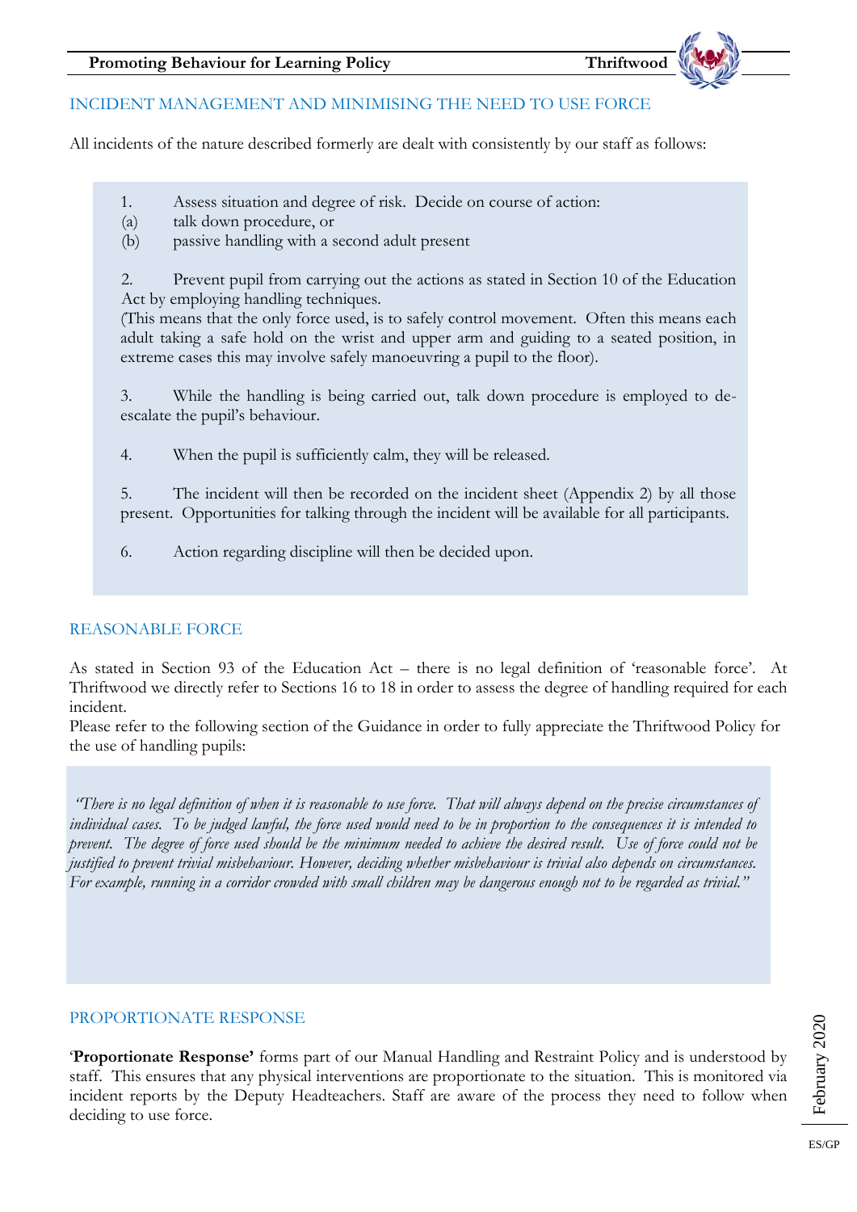## INCIDENT MANAGEMENT AND MINIMISING THE NEED TO USE FORCE

All incidents of the nature described formerly are dealt with consistently by our staff as follows:

1. Assess situation and degree of risk. Decide on course of action:
   (a) talk down procedure, or
   (b) passive handling with a second adult present

2. Prevent pupil from carrying out the actions as stated in Section 10 of the Education Act by employing handling techniques.
   (This means that the only force used, is to safely control movement. Often this means each adult taking a safe hold on the wrist and upper arm and guiding to a seated position, in extreme cases this may involve safely manoeuvring a pupil to the floor).

3. While the handling is being carried out, talk down procedure is employed to de-escalate the pupil's behaviour.

4. When the pupil is sufficiently calm, they will be released.

5. The incident will then be recorded on the incident sheet (Appendix 2) by all those present. Opportunities for talking through the incident will be available for all participants.

6. Action regarding discipline will then be decided upon.

## REASONABLE FORCE

As stated in Section 93 of the Education Act – there is no legal definition of 'reasonable force'. At Thriftwood we directly refer to Sections 16 to 18 in order to assess the degree of handling required for each incident.

Please refer to the following section of the Guidance in order to fully appreciate the Thriftwood Policy for the use of handling pupils:

> *"There is no legal definition of when it is reasonable to use force. That will always depend on the precise circumstances of individual cases. To be judged lawful, the force used would need to be in proportion to the consequences it is intended to prevent. The degree of force used should be the minimum needed to achieve the desired result. Use of force could not be justified to prevent trivial misbehaviour. However, deciding whether misbehaviour is trivial also depends on circumstances. For example, running in a corridor crowded with small children may be dangerous enough not to be regarded as trivial."*

## PROPORTIONATE RESPONSE

'**Proportionate Response'** forms part of our Manual Handling and Restraint Policy and is understood by staff. This ensures that any physical interventions are proportionate to the situation. This is monitored via incident reports by the Deputy Headteachers. Staff are aware of the process they need to follow when deciding to use force.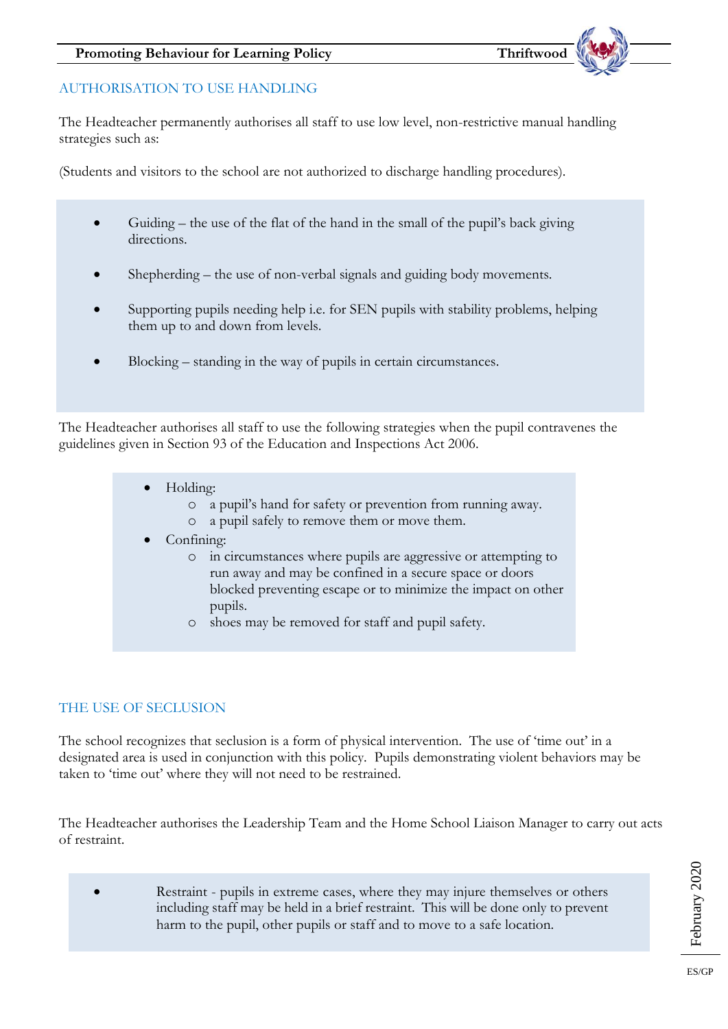## AUTHORISATION TO USE HANDLING

The Headteacher permanently authorises all staff to use low level, non-restrictive manual handling strategies such as:

(Students and visitors to the school are not authorized to discharge handling procedures).

- Guiding – the use of the flat of the hand in the small of the pupil's back giving directions.
- Shepherding – the use of non-verbal signals and guiding body movements.
- Supporting pupils needing help i.e. for SEN pupils with stability problems, helping them up to and down from levels.
- Blocking – standing in the way of pupils in certain circumstances.

The Headteacher authorises all staff to use the following strategies when the pupil contravenes the guidelines given in Section 93 of the Education and Inspections Act 2006.

- Holding:
    - a pupil's hand for safety or prevention from running away.
    - a pupil safely to remove them or move them.
- Confining:
    - in circumstances where pupils are aggressive or attempting to run away and may be confined in a secure space or doors blocked preventing escape or to minimize the impact on other pupils.
    - shoes may be removed for staff and pupil safety.

## THE USE OF SECLUSION

The school recognizes that seclusion is a form of physical intervention. The use of 'time out' in a designated area is used in conjunction with this policy. Pupils demonstrating violent behaviors may be taken to 'time out' where they will not need to be restrained.

The Headteacher authorises the Leadership Team and the Home School Liaison Manager to carry out acts of restraint.

- Restraint - pupils in extreme cases, where they may injure themselves or others including staff may be held in a brief restraint. This will be done only to prevent harm to the pupil, other pupils or staff and to move to a safe location.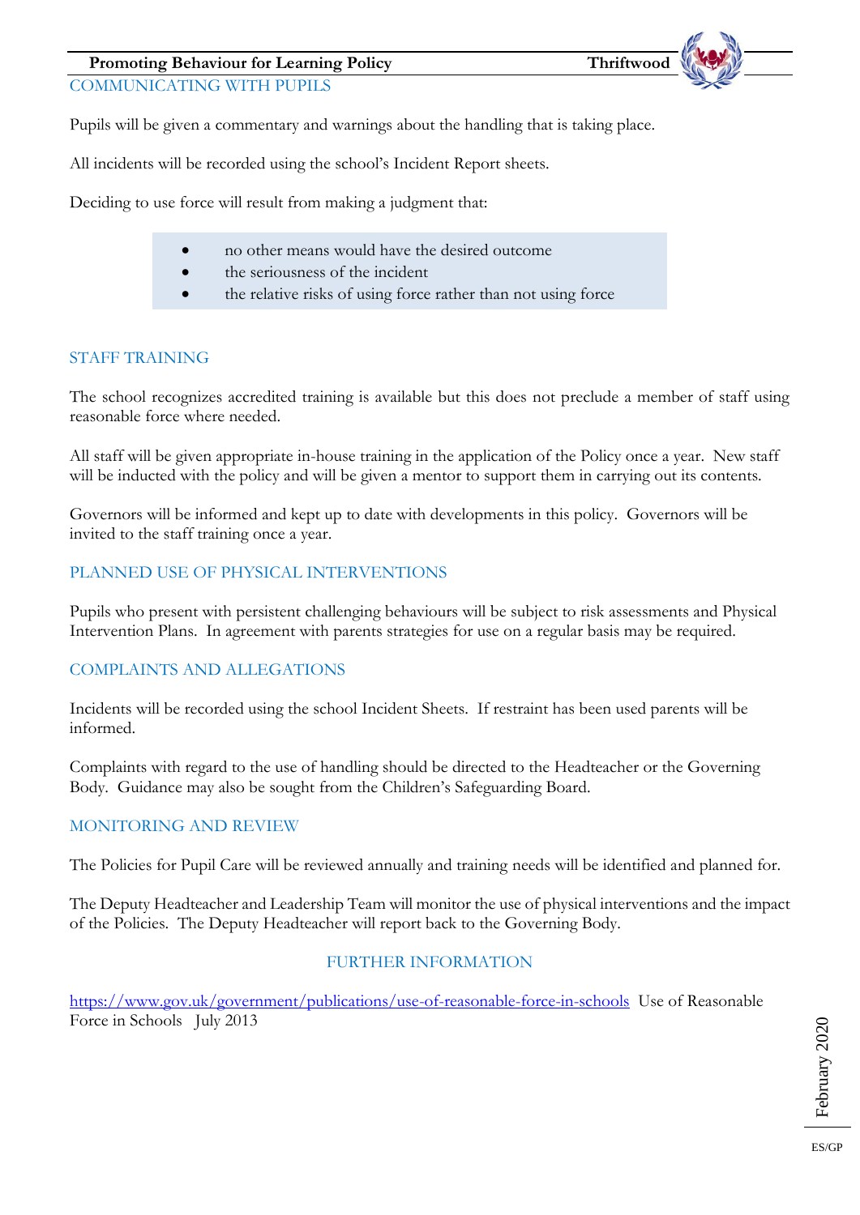## COMMUNICATING WITH PUPILS

Pupils will be given a commentary and warnings about the handling that is taking place.

All incidents will be recorded using the school's Incident Report sheets.

Deciding to use force will result from making a judgment that:

- no other means would have the desired outcome
- the seriousness of the incident
- the relative risks of using force rather than not using force

## STAFF TRAINING

The school recognizes accredited training is available but this does not preclude a member of staff using reasonable force where needed.

All staff will be given appropriate in-house training in the application of the Policy once a year. New staff will be inducted with the policy and will be given a mentor to support them in carrying out its contents.

Governors will be informed and kept up to date with developments in this policy. Governors will be invited to the staff training once a year.

## PLANNED USE OF PHYSICAL INTERVENTIONS

Pupils who present with persistent challenging behaviours will be subject to risk assessments and Physical Intervention Plans. In agreement with parents strategies for use on a regular basis may be required.

## COMPLAINTS AND ALLEGATIONS

Incidents will be recorded using the school Incident Sheets. If restraint has been used parents will be informed.

Complaints with regard to the use of handling should be directed to the Headteacher or the Governing Body. Guidance may also be sought from the Children's Safeguarding Board.

## MONITORING AND REVIEW

The Policies for Pupil Care will be reviewed annually and training needs will be identified and planned for.

The Deputy Headteacher and Leadership Team will monitor the use of physical interventions and the impact of the Policies. The Deputy Headteacher will report back to the Governing Body.

## FURTHER INFORMATION

https://www.gov.uk/government/publications/use-of-reasonable-force-in-schools Use of Reasonable Force in Schools July 2013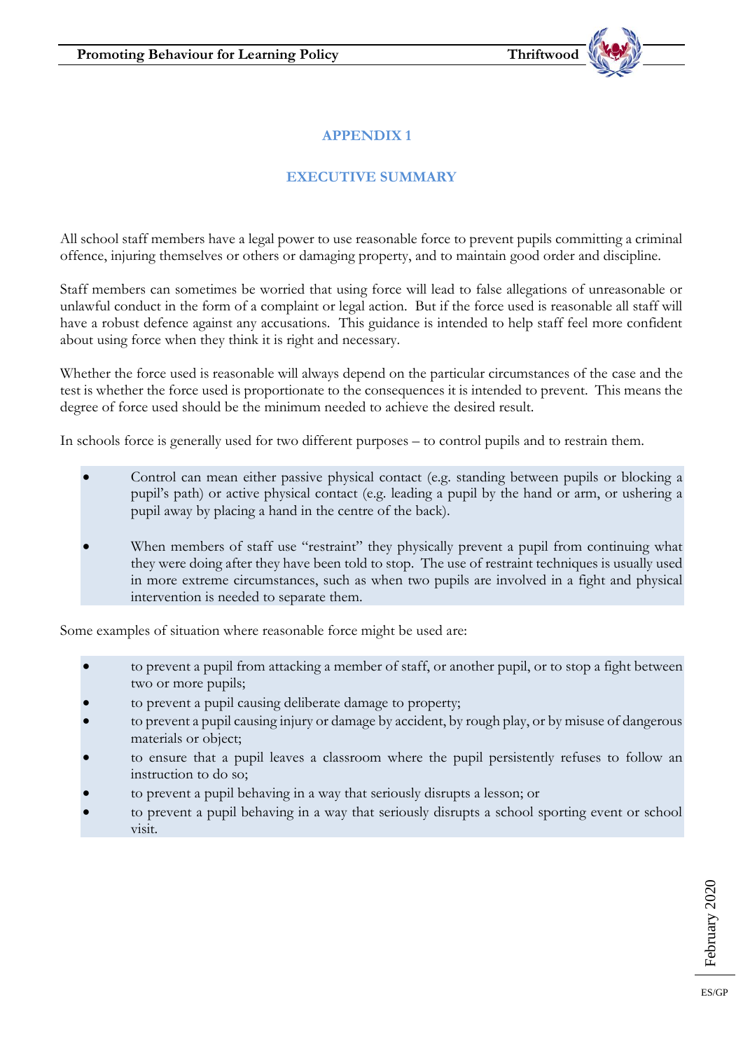## APPENDIX 1

## EXECUTIVE SUMMARY

All school staff members have a legal power to use reasonable force to prevent pupils committing a criminal offence, injuring themselves or others or damaging property, and to maintain good order and discipline.

Staff members can sometimes be worried that using force will lead to false allegations of unreasonable or unlawful conduct in the form of a complaint or legal action. But if the force used is reasonable all staff will have a robust defence against any accusations. This guidance is intended to help staff feel more confident about using force when they think it is right and necessary.

Whether the force used is reasonable will always depend on the particular circumstances of the case and the test is whether the force used is proportionate to the consequences it is intended to prevent. This means the degree of force used should be the minimum needed to achieve the desired result.

In schools force is generally used for two different purposes – to control pupils and to restrain them.

- Control can mean either passive physical contact (e.g. standing between pupils or blocking a pupil's path) or active physical contact (e.g. leading a pupil by the hand or arm, or ushering a pupil away by placing a hand in the centre of the back).
- When members of staff use "restraint" they physically prevent a pupil from continuing what they were doing after they have been told to stop. The use of restraint techniques is usually used in more extreme circumstances, such as when two pupils are involved in a fight and physical intervention is needed to separate them.

Some examples of situation where reasonable force might be used are:

- to prevent a pupil from attacking a member of staff, or another pupil, or to stop a fight between two or more pupils;
- to prevent a pupil causing deliberate damage to property;
- to prevent a pupil causing injury or damage by accident, by rough play, or by misuse of dangerous materials or object;
- to ensure that a pupil leaves a classroom where the pupil persistently refuses to follow an instruction to do so;
- to prevent a pupil behaving in a way that seriously disrupts a lesson; or
- to prevent a pupil behaving in a way that seriously disrupts a school sporting event or school visit.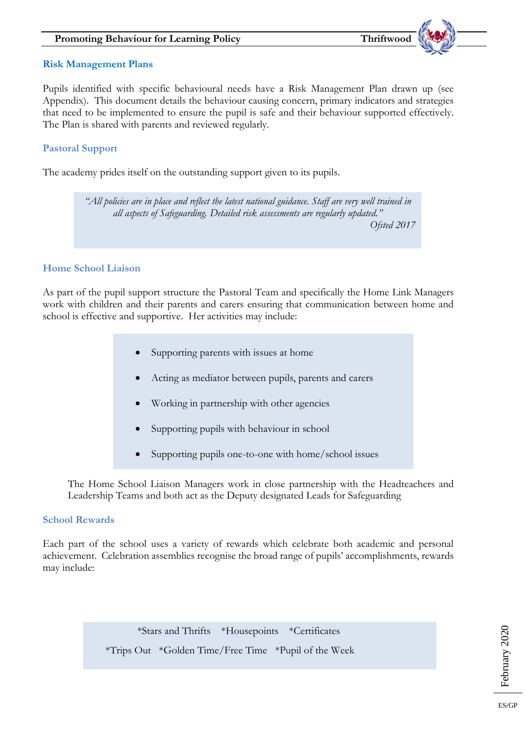## Risk Management Plans

Pupils identified with specific behavioural needs have a Risk Management Plan drawn up (see Appendix). This document details the behaviour causing concern, primary indicators and strategies that need to be implemented to ensure the pupil is safe and their behaviour supported effectively. The Plan is shared with parents and reviewed regularly.

## Pastoral Support

The academy prides itself on the outstanding support given to its pupils.

> *"All policies are in place and reflect the latest national guidance. Staff are very well trained in all aspects of Safeguarding. Detailed risk assessments are regularly updated."*
>
> *Ofsted 2017*

## Home School Liaison

As part of the pupil support structure the Pastoral Team and specifically the Home Link Managers work with children and their parents and carers ensuring that communication between home and school is effective and supportive. Her activities may include:

- Supporting parents with issues at home
- Acting as mediator between pupils, parents and carers
- Working in partnership with other agencies
- Supporting pupils with behaviour in school
- Supporting pupils one-to-one with home/school issues

The Home School Liaison Managers work in close partnership with the Headteachers and Leadership Teams and both act as the Deputy designated Leads for Safeguarding

## School Rewards

Each part of the school uses a variety of rewards which celebrate both academic and personal achievement. Celebration assemblies recognise the broad range of pupils' accomplishments, rewards may include:

*Stars and Thrifts *Housepoints *Certificates

*Trips Out *Golden Time/Free Time *Pupil of the Week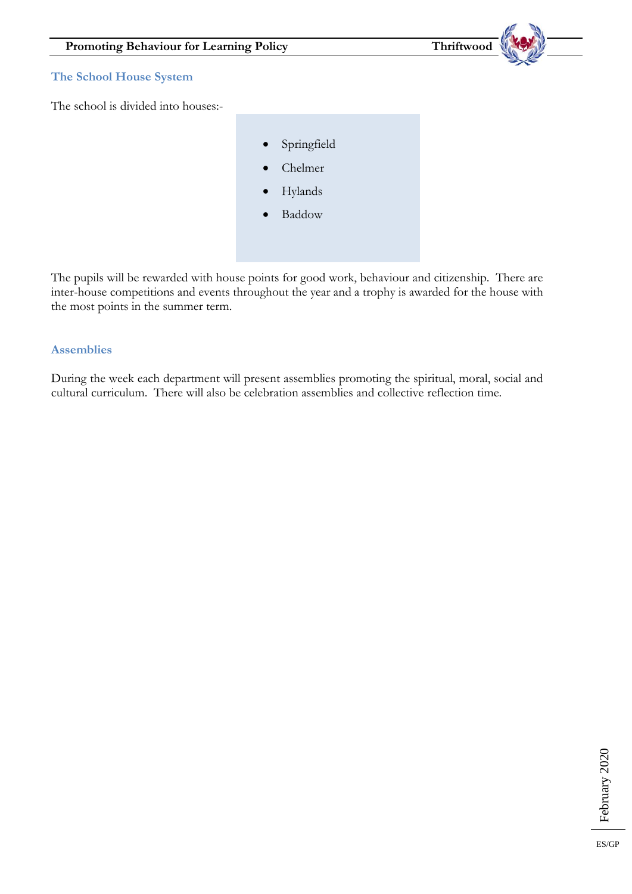## The School House System

The school is divided into houses:-

- Springfield
- Chelmer
- Hylands
- Baddow

The pupils will be rewarded with house points for good work, behaviour and citizenship. There are inter-house competitions and events throughout the year and a trophy is awarded for the house with the most points in the summer term.

## Assemblies

During the week each department will present assemblies promoting the spiritual, moral, social and cultural curriculum. There will also be celebration assemblies and collective reflection time.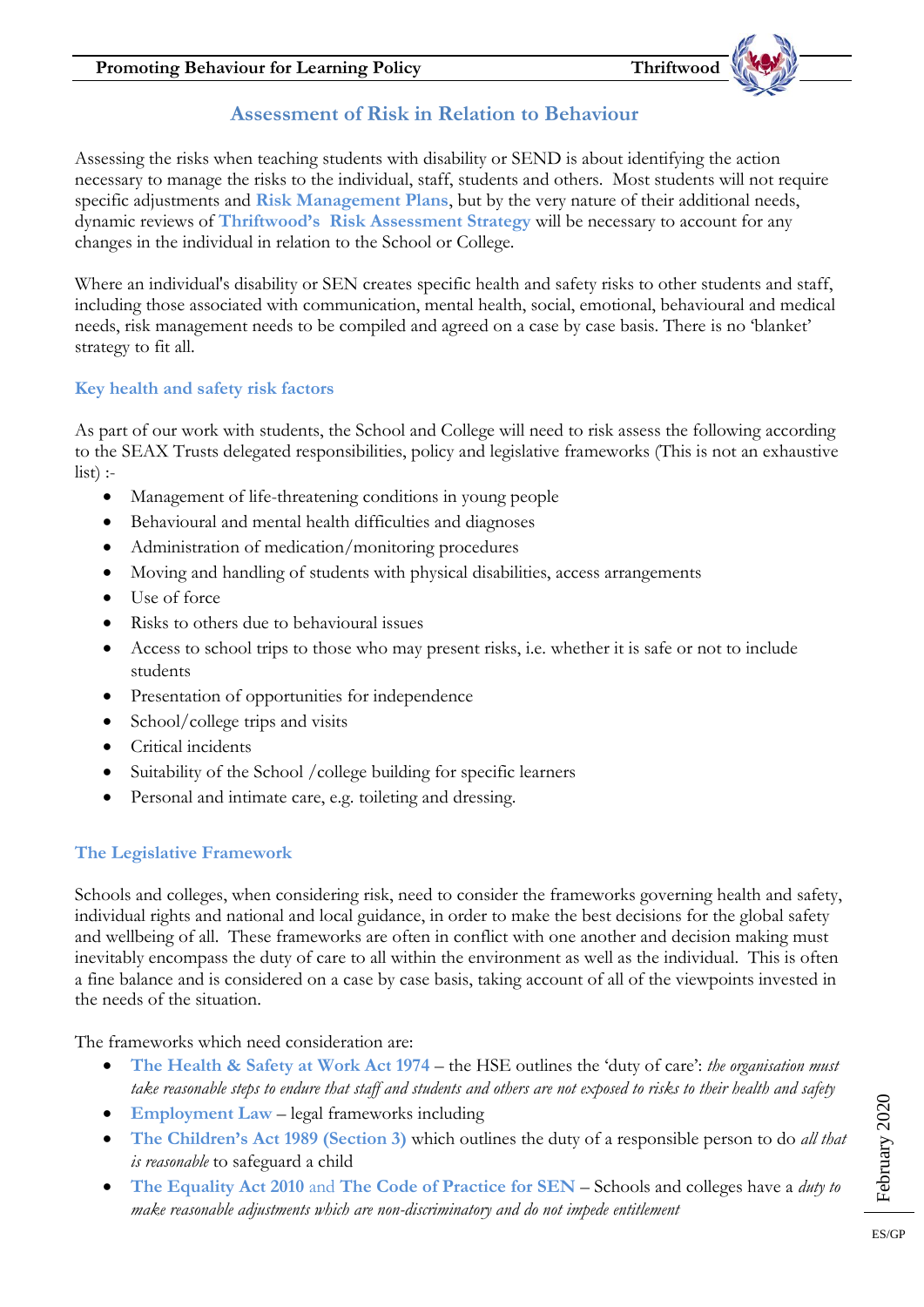## Assessment of Risk in Relation to Behaviour

Assessing the risks when teaching students with disability or SEND is about identifying the action necessary to manage the risks to the individual, staff, students and others. Most students will not require specific adjustments and **Risk Management Plans**, but by the very nature of their additional needs, dynamic reviews of **Thriftwood's Risk Assessment Strategy** will be necessary to account for any changes in the individual in relation to the School or College.

Where an individual's disability or SEN creates specific health and safety risks to other students and staff, including those associated with communication, mental health, social, emotional, behavioural and medical needs, risk management needs to be compiled and agreed on a case by case basis. There is no 'blanket' strategy to fit all.

### Key health and safety risk factors

As part of our work with students, the School and College will need to risk assess the following according to the SEAX Trusts delegated responsibilities, policy and legislative frameworks (This is not an exhaustive list) :-

- Management of life-threatening conditions in young people
- Behavioural and mental health difficulties and diagnoses
- Administration of medication/monitoring procedures
- Moving and handling of students with physical disabilities, access arrangements
- Use of force
- Risks to others due to behavioural issues
- Access to school trips to those who may present risks, i.e. whether it is safe or not to include students
- Presentation of opportunities for independence
- School/college trips and visits
- Critical incidents
- Suitability of the School /college building for specific learners
- Personal and intimate care, e.g. toileting and dressing.

### The Legislative Framework

Schools and colleges, when considering risk, need to consider the frameworks governing health and safety, individual rights and national and local guidance, in order to make the best decisions for the global safety and wellbeing of all. These frameworks are often in conflict with one another and decision making must inevitably encompass the duty of care to all within the environment as well as the individual. This is often a fine balance and is considered on a case by case basis, taking account of all of the viewpoints invested in the needs of the situation.

The frameworks which need consideration are:

- **The Health & Safety at Work Act 1974** – the HSE outlines the 'duty of care': *the organisation must take reasonable steps to endure that staff and students and others are not exposed to risks to their health and safety*
- **Employment Law** – legal frameworks including
- **The Children's Act 1989 (Section 3)** which outlines the duty of a responsible person to do *all that is reasonable* to safeguard a child
- **The Equality Act 2010** and **The Code of Practice for SEN** – Schools and colleges have a *duty to make reasonable adjustments which are non-discriminatory and do not impede entitlement*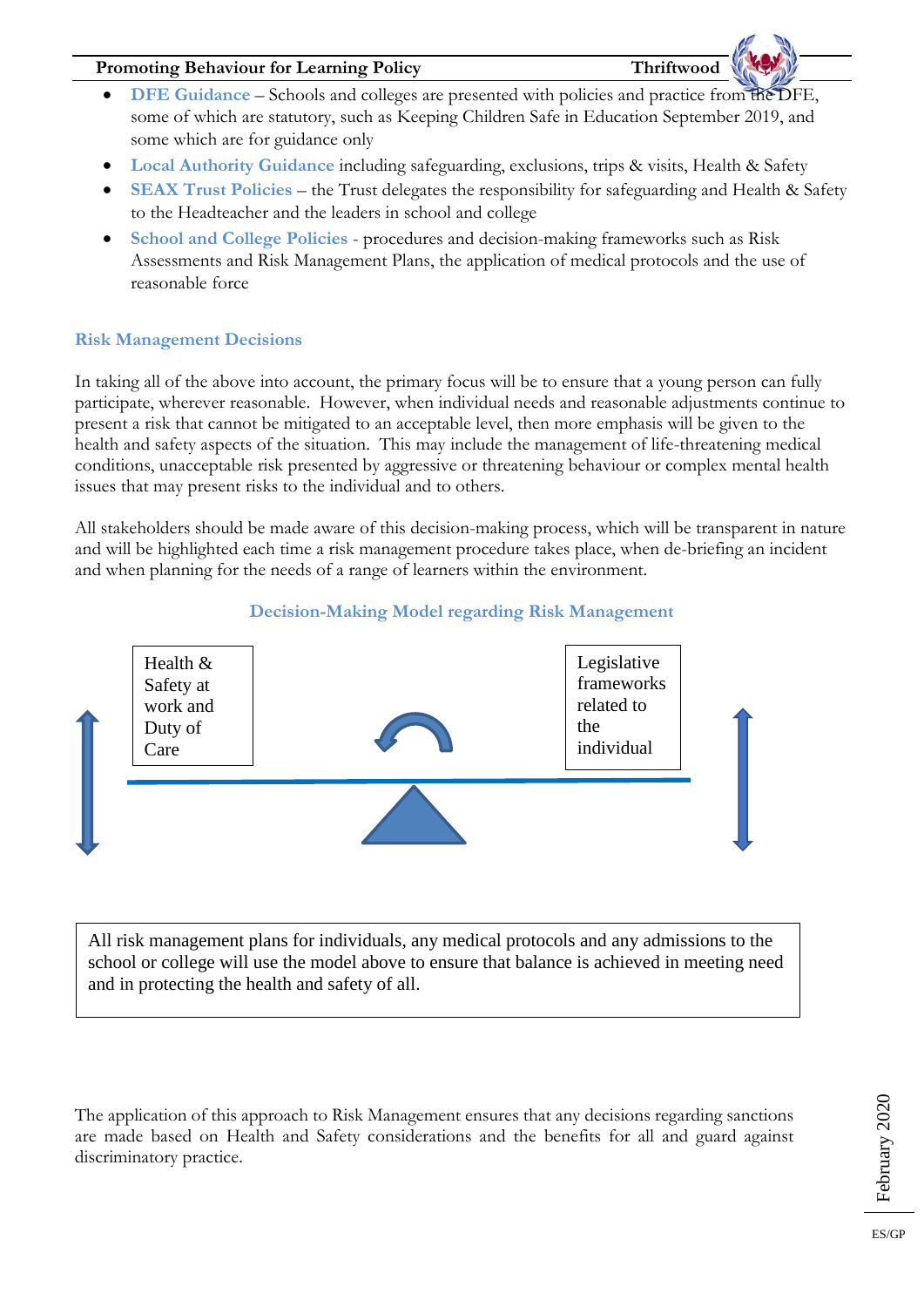- **DFE Guidance** – Schools and colleges are presented with policies and practice from the DFE, some of which are statutory, such as Keeping Children Safe in Education September 2019, and some which are for guidance only
- **Local Authority Guidance** including safeguarding, exclusions, trips & visits, Health & Safety
- **SEAX Trust Policies** – the Trust delegates the responsibility for safeguarding and Health & Safety to the Headteacher and the leaders in school and college
- **School and College Policies** - procedures and decision-making frameworks such as Risk Assessments and Risk Management Plans, the application of medical protocols and the use of reasonable force

### Risk Management Decisions

In taking all of the above into account, the primary focus will be to ensure that a young person can fully participate, wherever reasonable. However, when individual needs and reasonable adjustments continue to present a risk that cannot be mitigated to an acceptable level, then more emphasis will be given to the health and safety aspects of the situation. This may include the management of life-threatening medical conditions, unacceptable risk presented by aggressive or threatening behaviour or complex mental health issues that may present risks to the individual and to others.

All stakeholders should be made aware of this decision-making process, which will be transparent in nature and will be highlighted each time a risk management procedure takes place, when de-briefing an incident and when planning for the needs of a range of learners within the environment.

### Decision-Making Model regarding Risk Management

Health & Safety at work and Duty of Care

Legislative frameworks related to the individual

All risk management plans for individuals, any medical protocols and any admissions to the school or college will use the model above to ensure that balance is achieved in meeting need and in protecting the health and safety of all.

The application of this approach to Risk Management ensures that any decisions regarding sanctions are made based on Health and Safety considerations and the benefits for all and guard against discriminatory practice.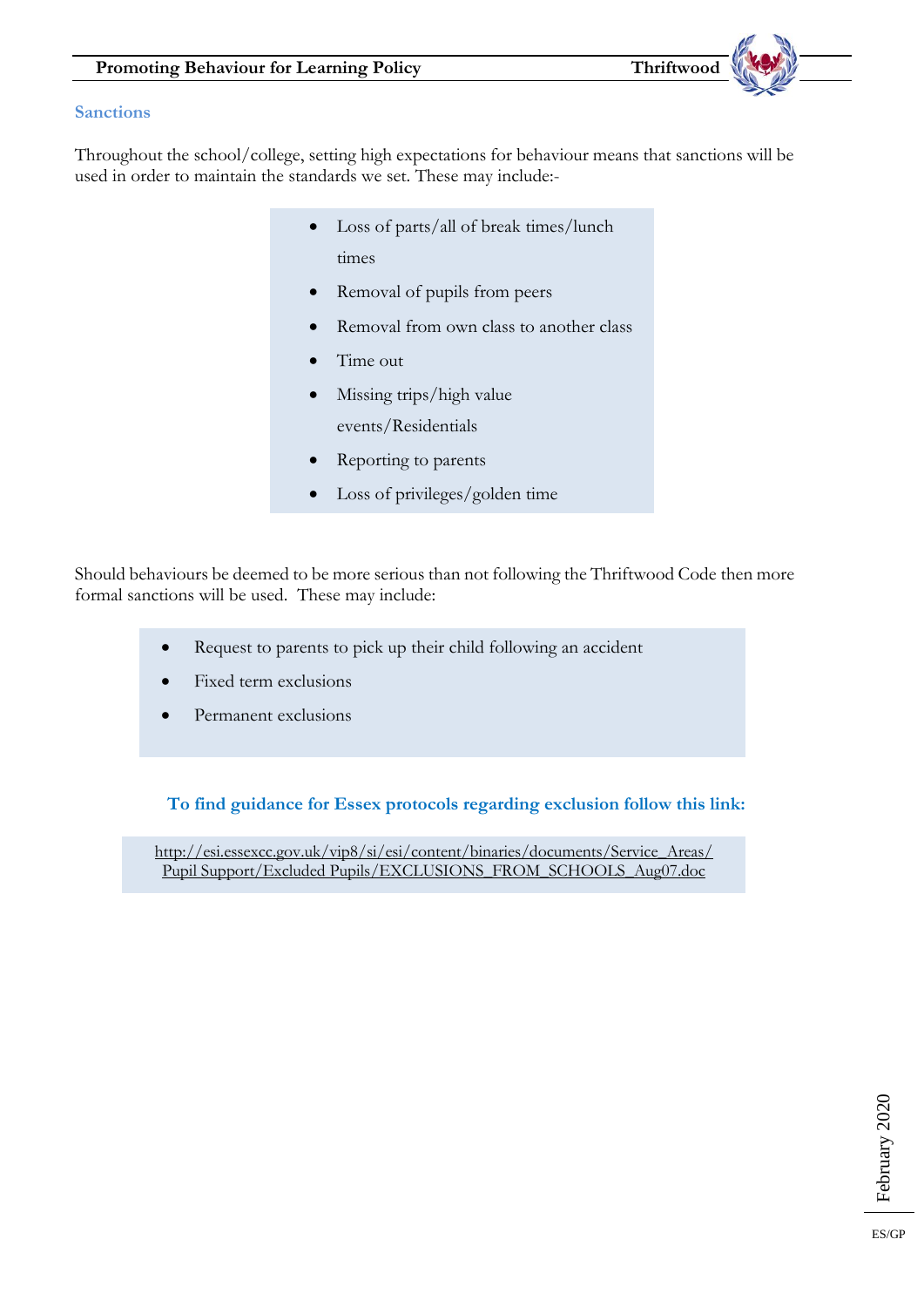## Sanctions

Throughout the school/college, setting high expectations for behaviour means that sanctions will be used in order to maintain the standards we set. These may include:-

- Loss of parts/all of break times/lunch times
- Removal of pupils from peers
- Removal from own class to another class
- Time out
- Missing trips/high value events/Residentials
- Reporting to parents
- Loss of privileges/golden time

Should behaviours be deemed to be more serious than not following the Thriftwood Code then more formal sanctions will be used. These may include:

- Request to parents to pick up their child following an accident
- Fixed term exclusions
- Permanent exclusions

**To find guidance for Essex protocols regarding exclusion follow this link:**

http://esi.essexcc.gov.uk/vip8/si/esi/content/binaries/documents/Service_Areas/Pupil Support/Excluded Pupils/EXCLUSIONS_FROM_SCHOOLS_Aug07.doc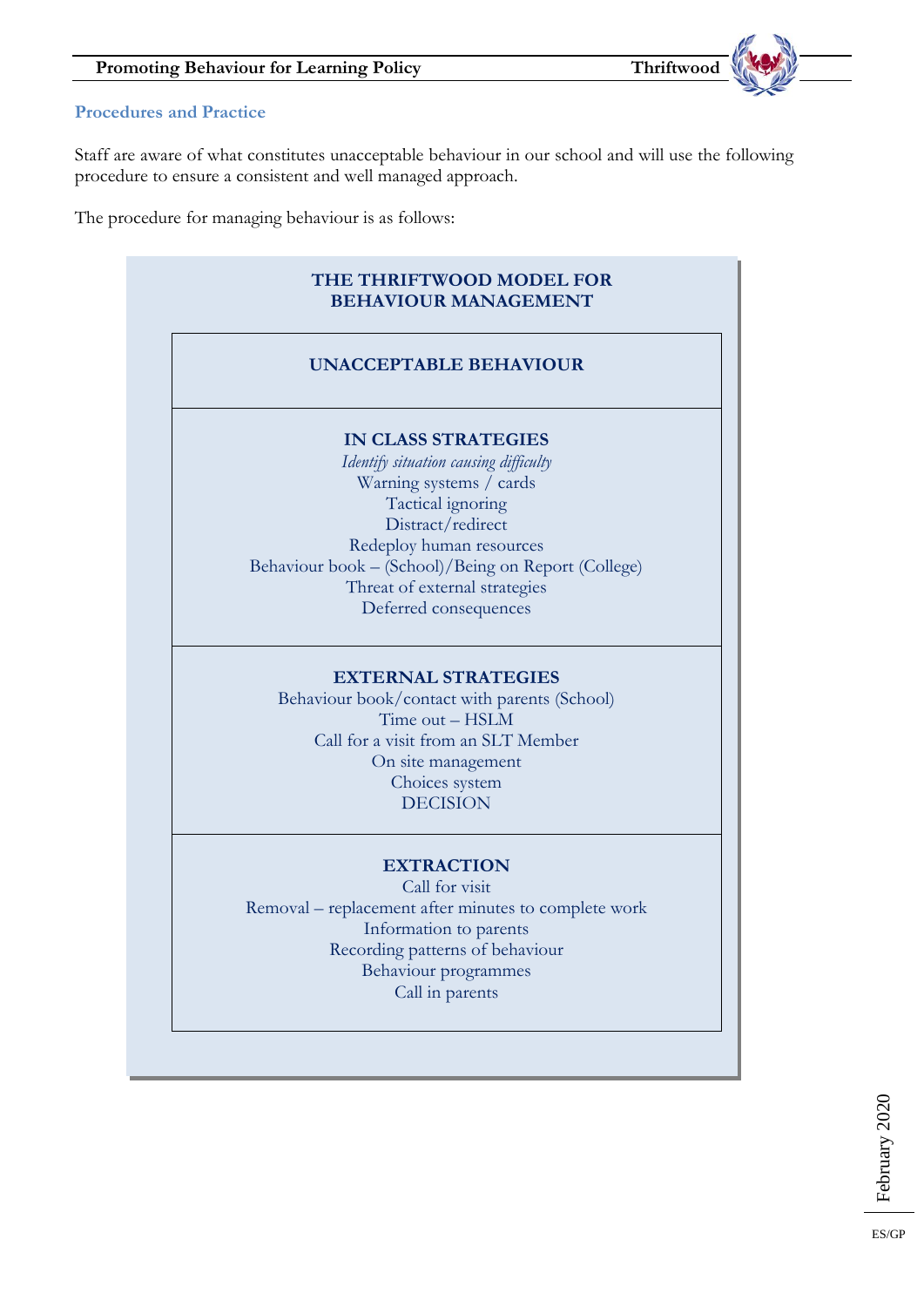## Procedures and Practice

Staff are aware of what constitutes unacceptable behaviour in our school and will use the following procedure to ensure a consistent and well managed approach.

The procedure for managing behaviour is as follows:

### THE THRIFTWOOD MODEL FOR BEHAVIOUR MANAGEMENT

**UNACCEPTABLE BEHAVIOUR**

**IN CLASS STRATEGIES**

*Identify situation causing difficulty*
Warning systems / cards
Tactical ignoring
Distract/redirect
Redeploy human resources
Behaviour book – (School)/Being on Report (College)
Threat of external strategies
Deferred consequences

**EXTERNAL STRATEGIES**

Behaviour book/contact with parents (School)
Time out – HSLM
Call for a visit from an SLT Member
On site management
Choices system
DECISION

**EXTRACTION**

Call for visit
Removal – replacement after minutes to complete work
Information to parents
Recording patterns of behaviour
Behaviour programmes
Call in parents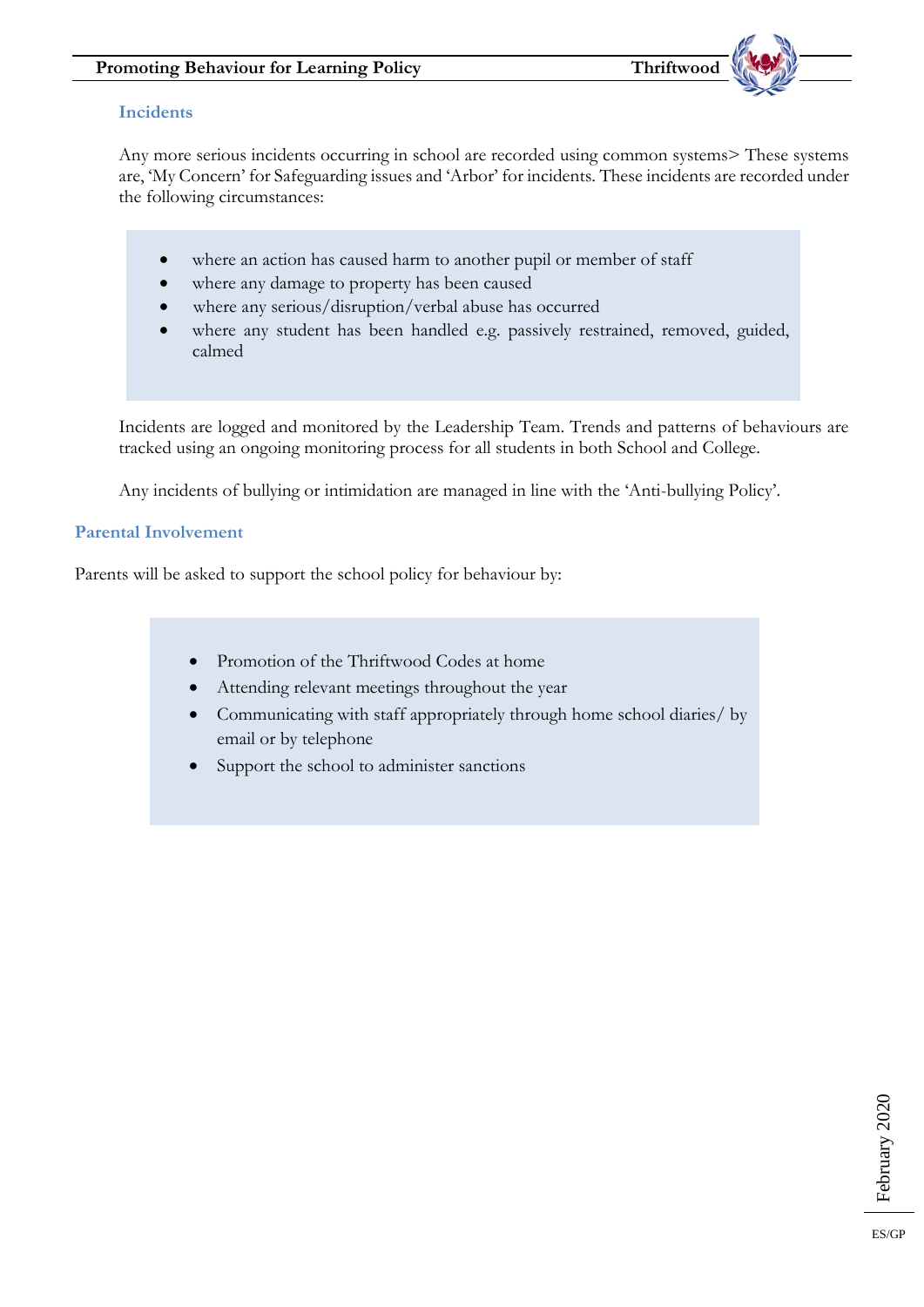### Incidents

Any more serious incidents occurring in school are recorded using common systems> These systems are, 'My Concern' for Safeguarding issues and 'Arbor' for incidents. These incidents are recorded under the following circumstances:

- where an action has caused harm to another pupil or member of staff
- where any damage to property has been caused
- where any serious/disruption/verbal abuse has occurred
- where any student has been handled e.g. passively restrained, removed, guided, calmed

Incidents are logged and monitored by the Leadership Team. Trends and patterns of behaviours are tracked using an ongoing monitoring process for all students in both School and College.

Any incidents of bullying or intimidation are managed in line with the 'Anti-bullying Policy'.

### Parental Involvement

Parents will be asked to support the school policy for behaviour by:

- Promotion of the Thriftwood Codes at home
- Attending relevant meetings throughout the year
- Communicating with staff appropriately through home school diaries/ by email or by telephone
- Support the school to administer sanctions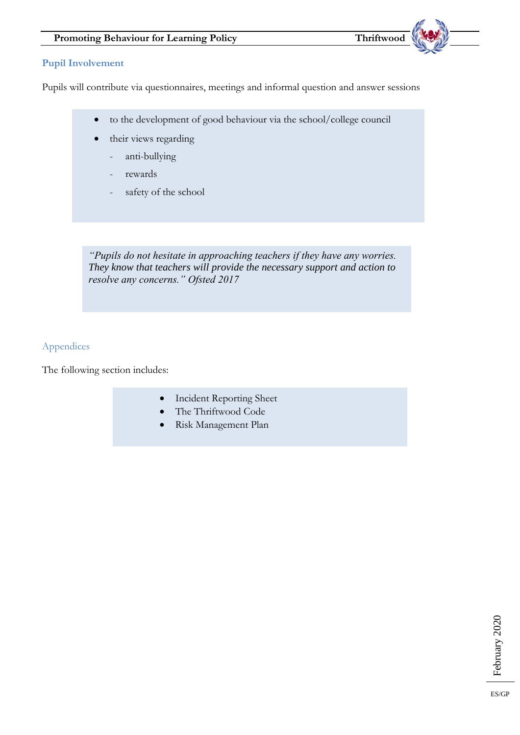## Pupil Involvement

Pupils will contribute via questionnaires, meetings and informal question and answer sessions

- to the development of good behaviour via the school/college council
- their views regarding
  - anti-bullying
  - rewards
  - safety of the school

> *"Pupils do not hesitate in approaching teachers if they have any worries. They know that teachers will provide the necessary support and action to resolve any concerns." Ofsted 2017*

## Appendices

The following section includes:

- Incident Reporting Sheet
- The Thriftwood Code
- Risk Management Plan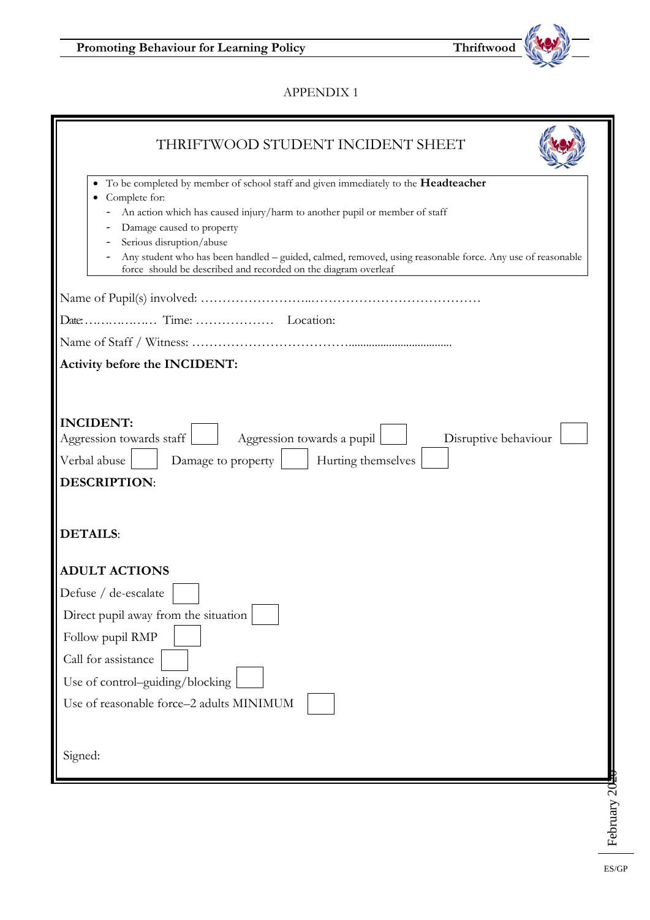APPENDIX 1

## THRIFTWOOD STUDENT INCIDENT SHEET

- To be completed by member of school staff and given immediately to the **Headteacher**
- Complete for:
  - An action which has caused injury/harm to another pupil or member of staff
  - Damage caused to property
  - Serious disruption/abuse
  - Any student who has been handled – guided, calmed, removed, using reasonable force. Any use of reasonable force should be described and recorded on the diagram overleaf

Name of Pupil(s) involved: ……………………..…………………………………

Date:……………… Time: ……………… Location:

Name of Staff / Witness: ………………………………..................................

**Activity before the INCIDENT:**

**INCIDENT:**

Aggression towards staff ☐ Aggression towards a pupil ☐ Disruptive behaviour ☐

Verbal abuse ☐ Damage to property ☐ Hurting themselves ☐

**DESCRIPTION**:

**DETAILS**:

**ADULT ACTIONS**

Defuse / de-escalate ☐

Direct pupil away from the situation ☐

Follow pupil RMP ☐

Call for assistance ☐

Use of control–guiding/blocking ☐

Use of reasonable force–2 adults MINIMUM ☐

Signed: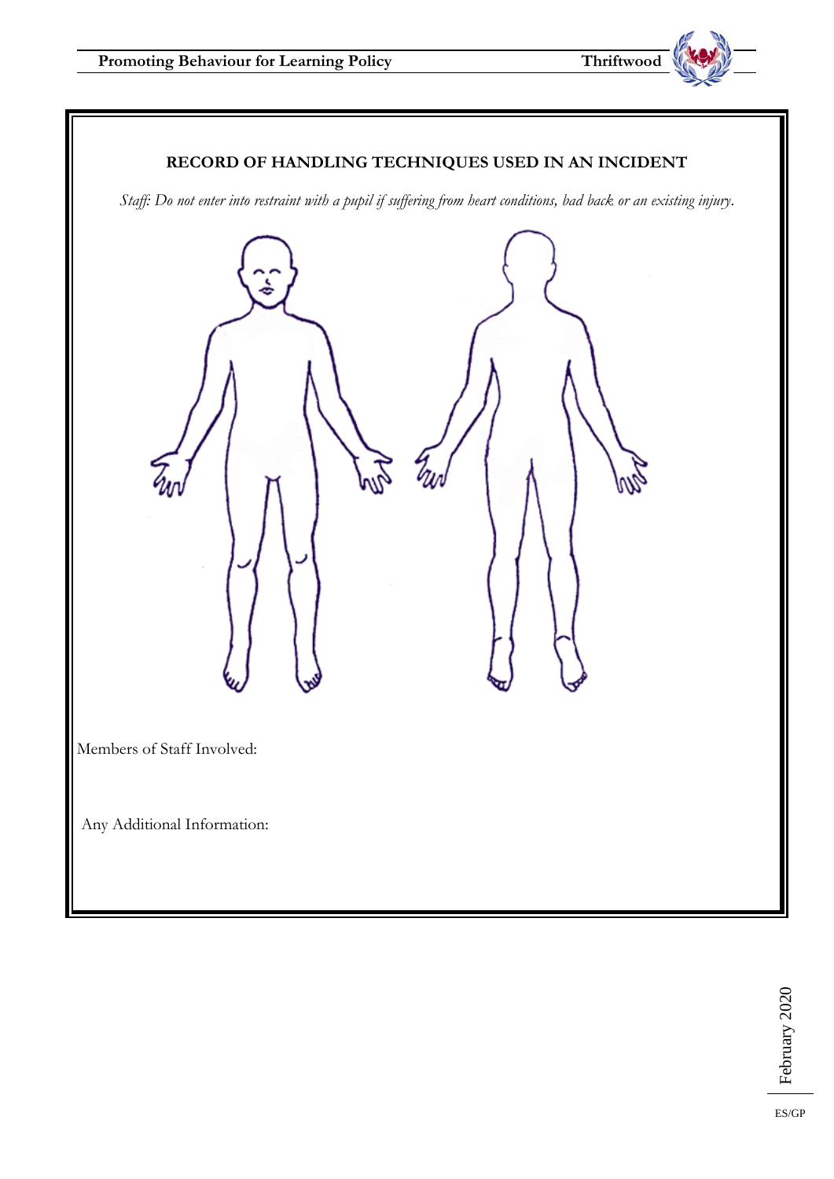**RECORD OF HANDLING TECHNIQUES USED IN AN INCIDENT**

*Staff: Do not enter into restraint with a pupil if suffering from heart conditions, bad back or an existing injury.*

Members of Staff Involved:

Any Additional Information: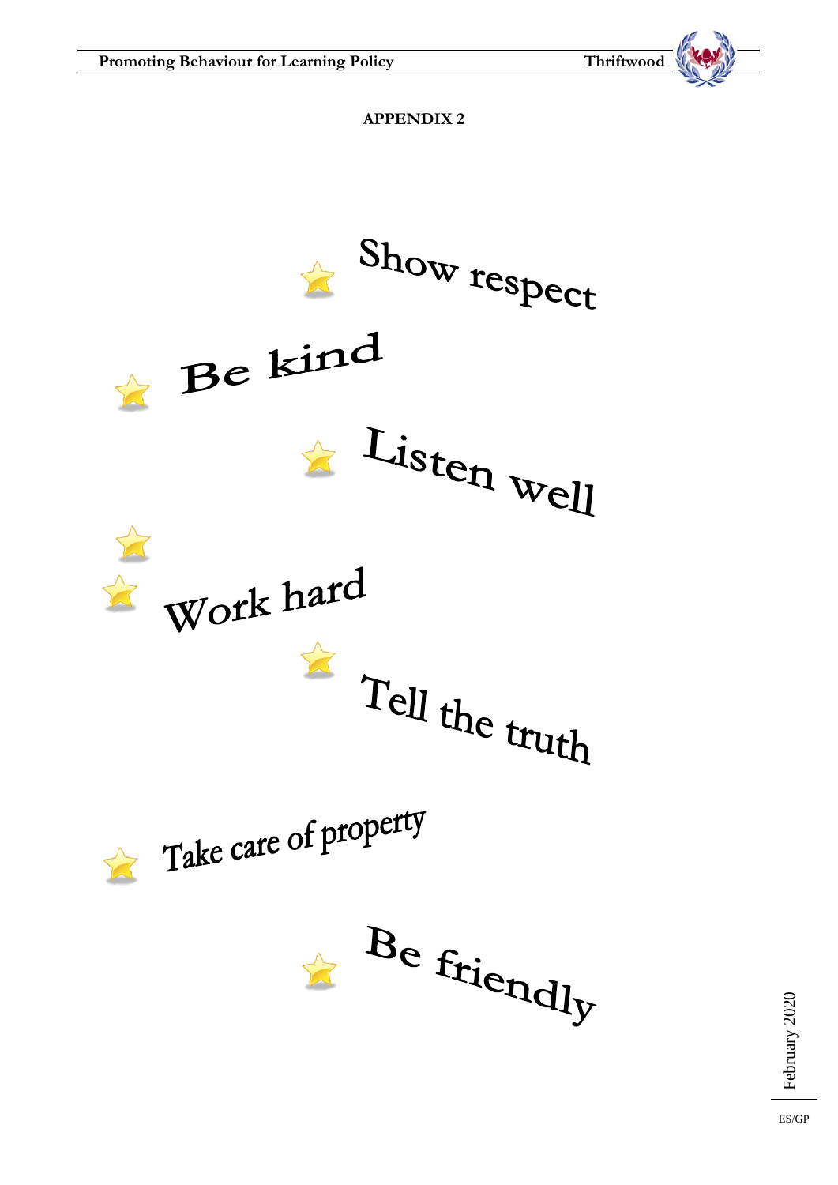**APPENDIX 2**

- Show respect
- Be kind
- Listen well
- Work hard
- Tell the truth
- Take care of property
- Be friendly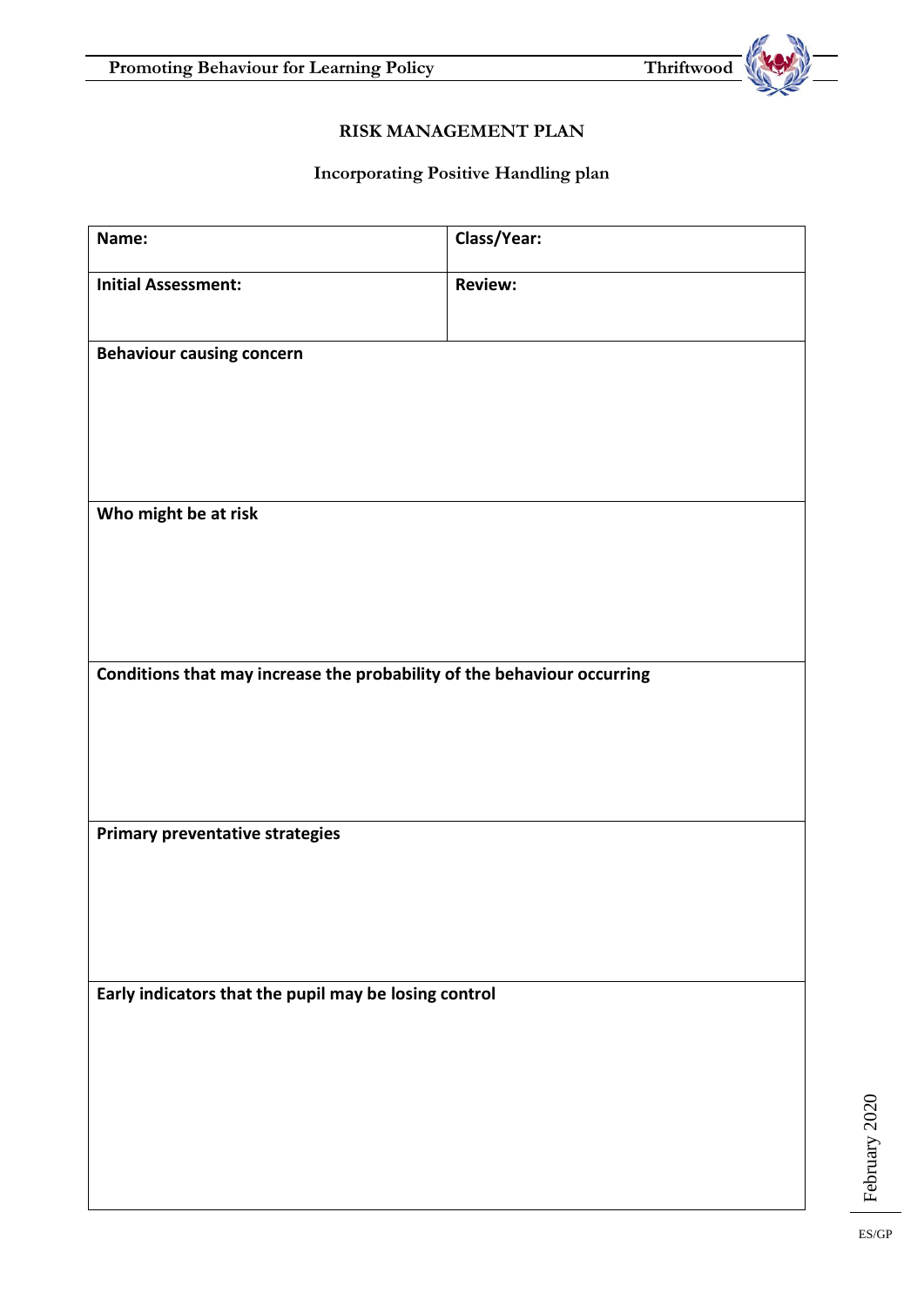# RISK MANAGEMENT PLAN

## Incorporating Positive Handling plan

| Name: | Class/Year: |
|---|---|
| **Initial Assessment:** | **Review:** |
| **Behaviour causing concern** | |
| **Who might be at risk** | |
| **Conditions that may increase the probability of the behaviour occurring** | |
| **Primary preventative strategies** | |
| **Early indicators that the pupil may be losing control** | |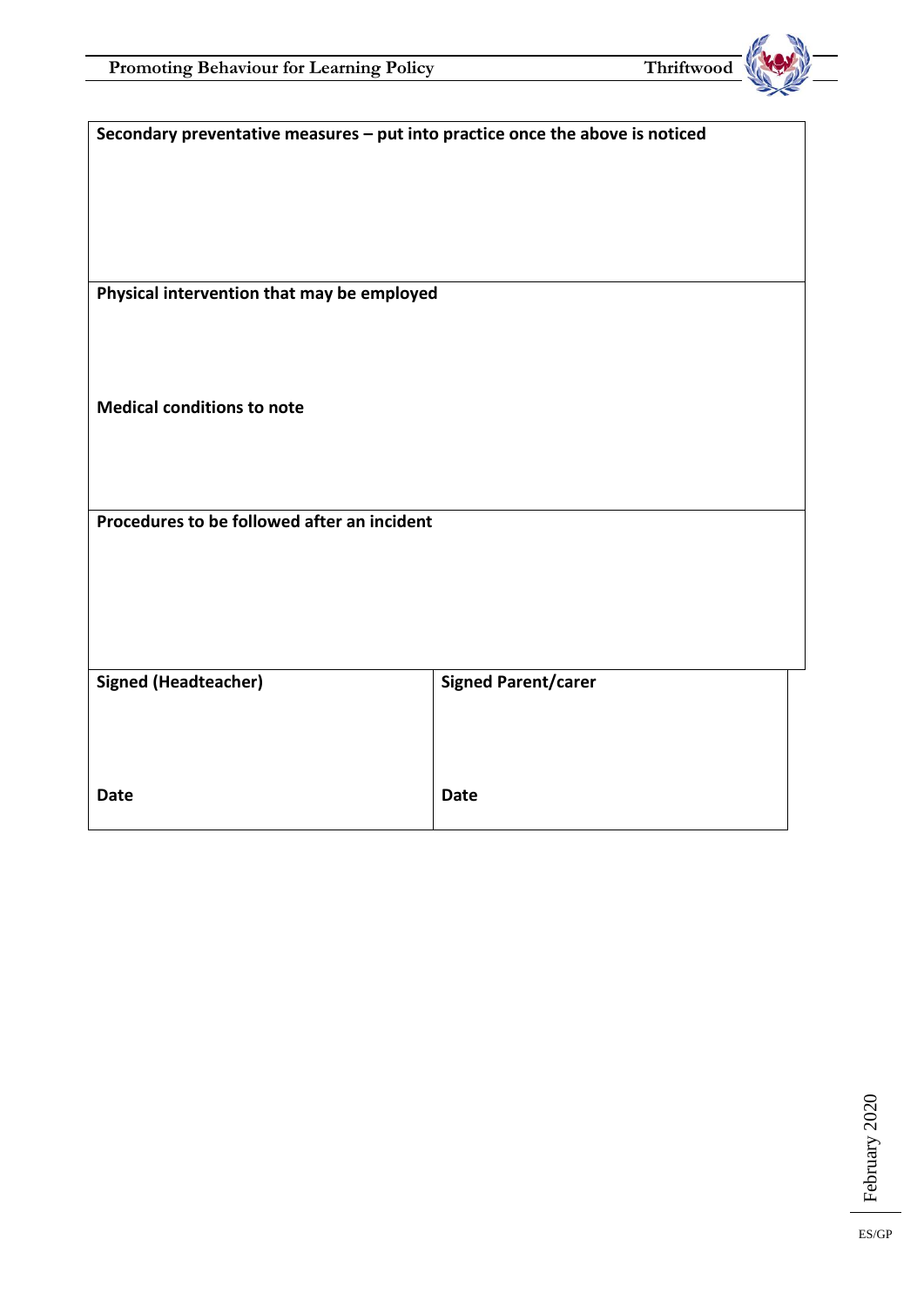| |
|---|
| **Secondary preventative measures – put into practice once the above is noticed** |
| **Physical intervention that may be employed**<br><br>**Medical conditions to note** |
| **Procedures to be followed after an incident** |

| | |
|---|---|
| **Signed (Headteacher)**<br><br>**Date** | **Signed Parent/carer**<br><br>**Date** |